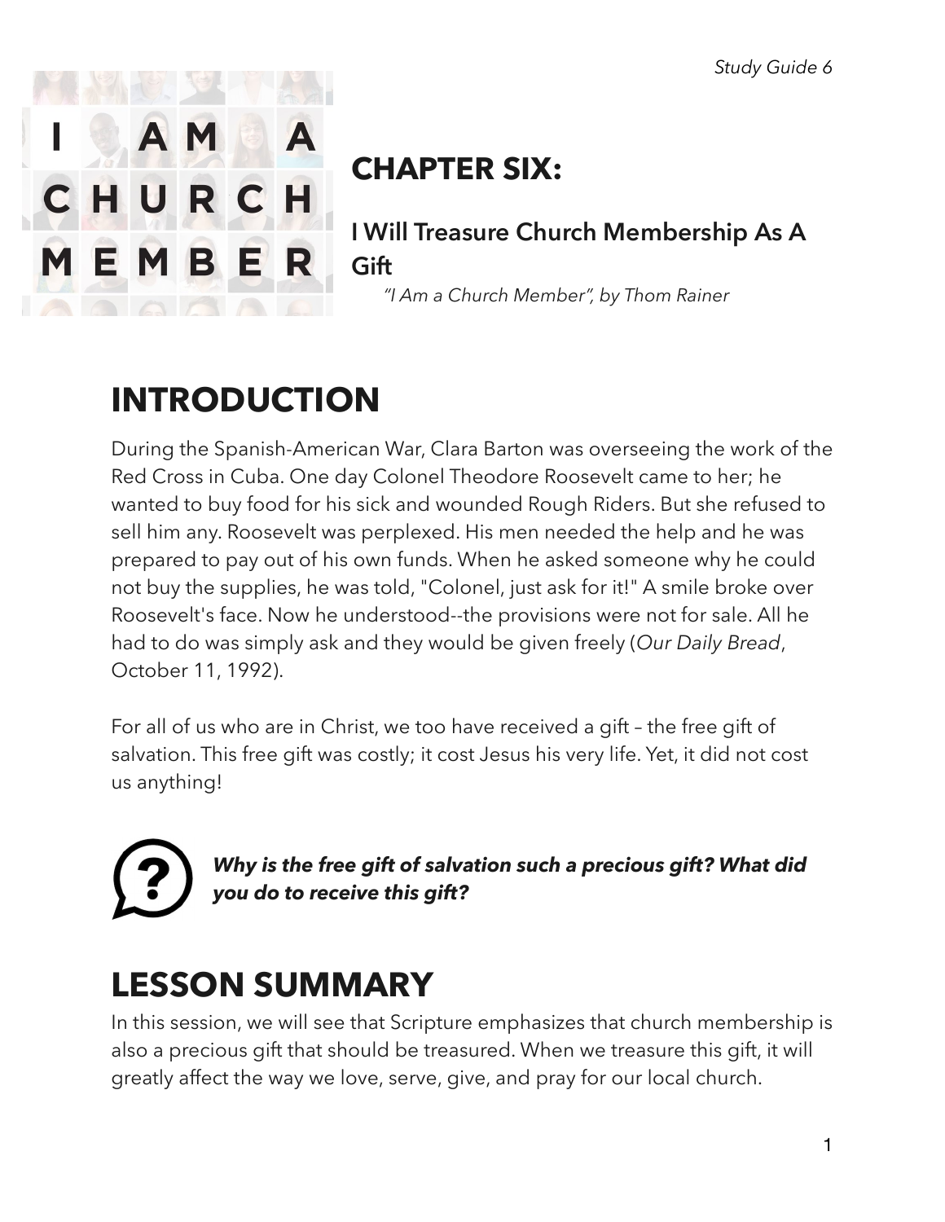# CHAPTER SIX:

### I Will Treasure Church Membership As A Gift

*"I Am a Church Member", by Thom Rainer*

## INTRODUCTION

During the Spanish-American War, Clara Barton was overseeing the work of the Red Cross in Cuba. One day Colonel Theodore Roosevelt came to her; he wanted to buy food for his sick and wounded Rough Riders. But she refused to sell him any. Roosevelt was perplexed. His men needed the help and he was prepared to pay out of his own funds. When he asked someone why he could not buy the supplies, he was told, "Colonel, just ask for it!" A smile broke over Roosevelt's face. Now he understood--the provisions were not for sale. All he had to do was simply ask and they would be given freely (*Our Daily Bread*, October 11, 1992).

For all of us who are in Christ, we too have received a gift – the free gift of salvation. This free gift was costly; it cost Jesus his very life. Yet, it did not cost us anything!

***Why is the free gift of salvation such a precious gift? What did you do to receive this gift?***

## LESSON SUMMARY

In this session, we will see that Scripture emphasizes that church membership is also a precious gift that should be treasured. When we treasure this gift, it will greatly affect the way we love, serve, give, and pray for our local church.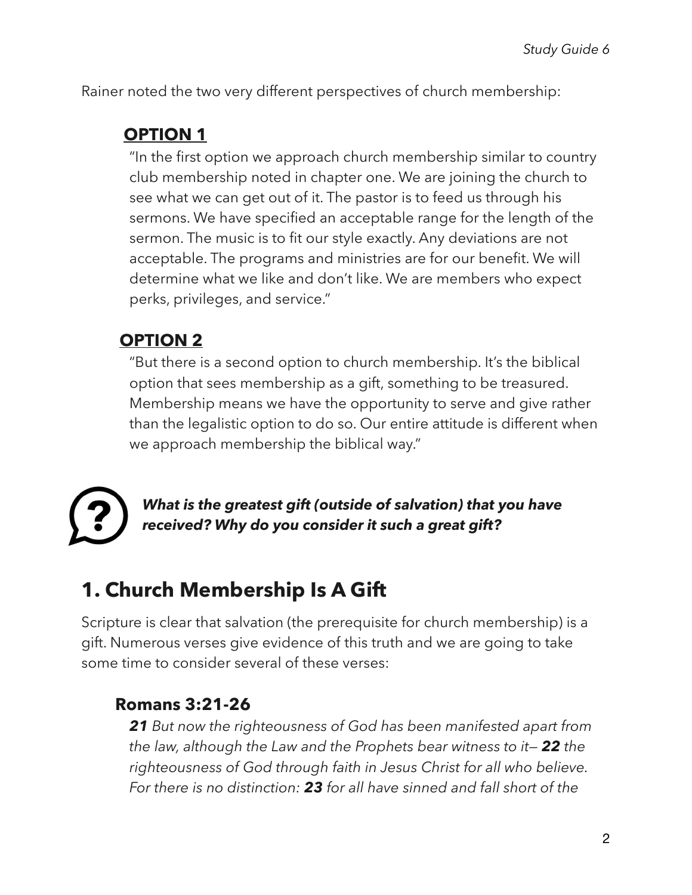Rainer noted the two very different perspectives of church membership:

**OPTION 1**

"In the first option we approach church membership similar to country club membership noted in chapter one. We are joining the church to see what we can get out of it. The pastor is to feed us through his sermons. We have specified an acceptable range for the length of the sermon. The music is to fit our style exactly. Any deviations are not acceptable. The programs and ministries are for our benefit. We will determine what we like and don't like. We are members who expect perks, privileges, and service."

**OPTION 2**

"But there is a second option to church membership. It's the biblical option that sees membership as a gift, something to be treasured. Membership means we have the opportunity to serve and give rather than the legalistic option to do so. Our entire attitude is different when we approach membership the biblical way."

***What is the greatest gift (outside of salvation) that you have received? Why do you consider it such a great gift?***

## 1. Church Membership Is A Gift

Scripture is clear that salvation (the prerequisite for church membership) is a gift. Numerous verses give evidence of this truth and we are going to take some time to consider several of these verses:

### Romans 3:21-26

***21*** *But now the righteousness of God has been manifested apart from the law, although the Law and the Prophets bear witness to it—* ***22*** *the righteousness of God through faith in Jesus Christ for all who believe. For there is no distinction:* ***23*** *for all have sinned and fall short of the*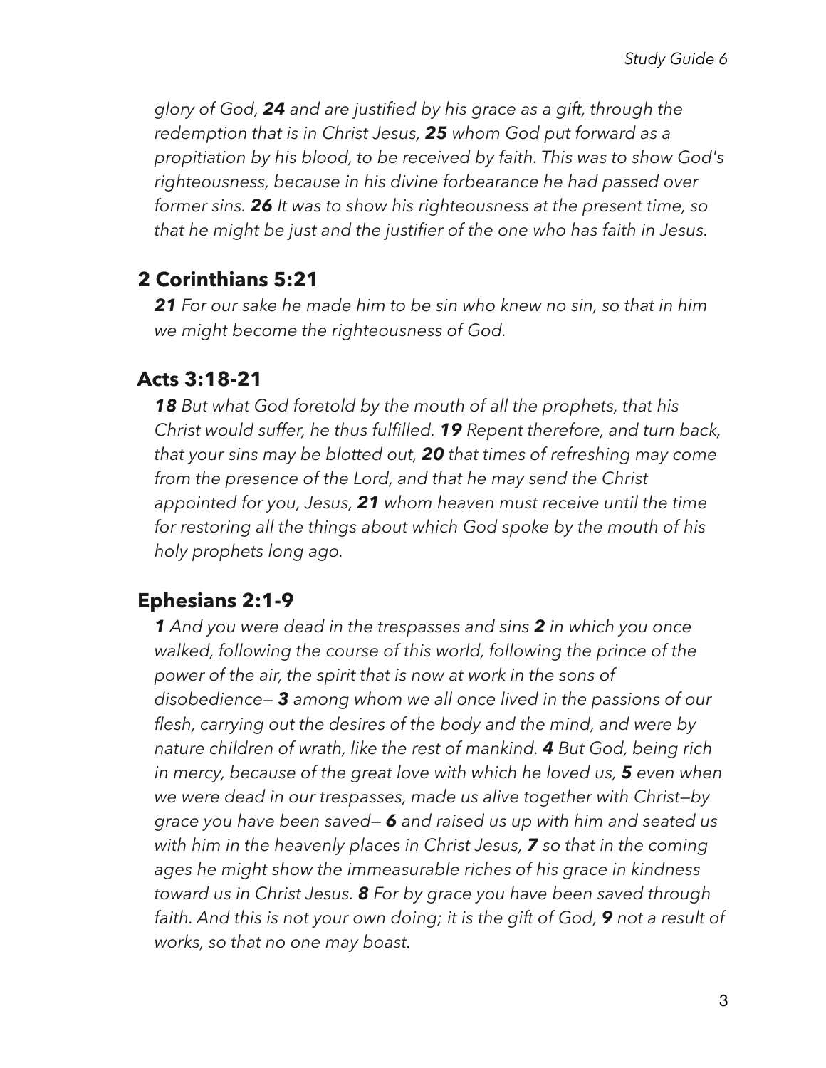*glory of God, **24** and are justified by his grace as a gift, through the redemption that is in Christ Jesus, **25** whom God put forward as a propitiation by his blood, to be received by faith. This was to show God's righteousness, because in his divine forbearance he had passed over former sins. **26** It was to show his righteousness at the present time, so that he might be just and the justifier of the one who has faith in Jesus.*

## 2 Corinthians 5:21

*__21__ For our sake he made him to be sin who knew no sin, so that in him we might become the righteousness of God.*

## Acts 3:18-21

*__18__ But what God foretold by the mouth of all the prophets, that his Christ would suffer, he thus fulfilled. **19** Repent therefore, and turn back, that your sins may be blotted out, **20** that times of refreshing may come from the presence of the Lord, and that he may send the Christ appointed for you, Jesus, **21** whom heaven must receive until the time for restoring all the things about which God spoke by the mouth of his holy prophets long ago.*

## Ephesians 2:1-9

*__1__ And you were dead in the trespasses and sins **2** in which you once walked, following the course of this world, following the prince of the power of the air, the spirit that is now at work in the sons of disobedience— **3** among whom we all once lived in the passions of our flesh, carrying out the desires of the body and the mind, and were by nature children of wrath, like the rest of mankind. **4** But God, being rich in mercy, because of the great love with which he loved us, **5** even when we were dead in our trespasses, made us alive together with Christ—by grace you have been saved— **6** and raised us up with him and seated us with him in the heavenly places in Christ Jesus, **7** so that in the coming ages he might show the immeasurable riches of his grace in kindness toward us in Christ Jesus. **8** For by grace you have been saved through faith. And this is not your own doing; it is the gift of God, **9** not a result of works, so that no one may boast.*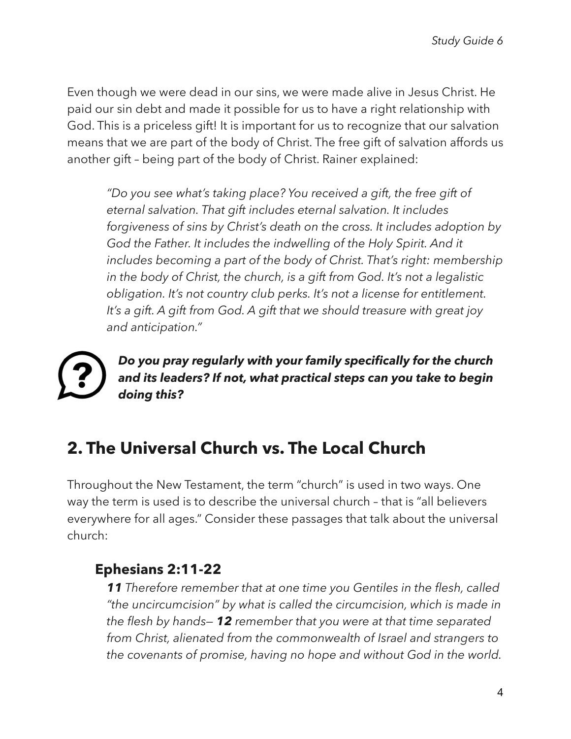Even though we were dead in our sins, we were made alive in Jesus Christ. He paid our sin debt and made it possible for us to have a right relationship with God. This is a priceless gift! It is important for us to recognize that our salvation means that we are part of the body of Christ. The free gift of salvation affords us another gift – being part of the body of Christ. Rainer explained:

> *"Do you see what's taking place? You received a gift, the free gift of eternal salvation. That gift includes eternal salvation. It includes forgiveness of sins by Christ's death on the cross. It includes adoption by God the Father. It includes the indwelling of the Holy Spirit. And it includes becoming a part of the body of Christ. That's right: membership in the body of Christ, the church, is a gift from God. It's not a legalistic obligation. It's not country club perks. It's not a license for entitlement. It's a gift. A gift from God. A gift that we should treasure with great joy and anticipation."*

***Do you pray regularly with your family specifically for the church and its leaders? If not, what practical steps can you take to begin doing this?***

## 2. The Universal Church vs. The Local Church

Throughout the New Testament, the term "church" is used in two ways. One way the term is used is to describe the universal church – that is "all believers everywhere for all ages." Consider these passages that talk about the universal church:

### Ephesians 2:11-22

***11*** *Therefore remember that at one time you Gentiles in the flesh, called "the uncircumcision" by what is called the circumcision, which is made in the flesh by hands—* ***12*** *remember that you were at that time separated from Christ, alienated from the commonwealth of Israel and strangers to the covenants of promise, having no hope and without God in the world.*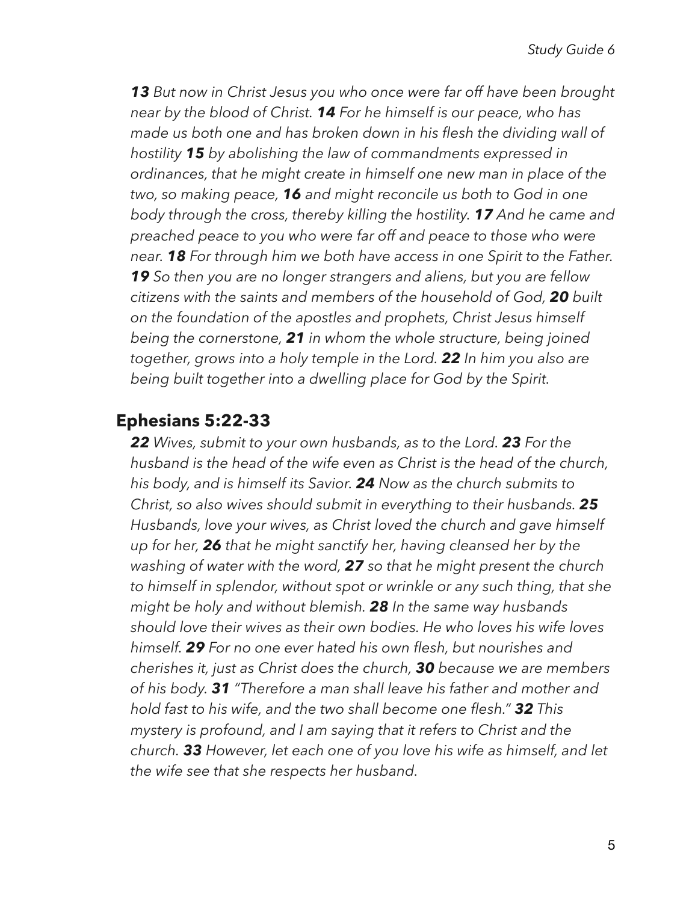*__13__ But now in Christ Jesus you who once were far off have been brought near by the blood of Christ. __14__ For he himself is our peace, who has made us both one and has broken down in his flesh the dividing wall of hostility __15__ by abolishing the law of commandments expressed in ordinances, that he might create in himself one new man in place of the two, so making peace, __16__ and might reconcile us both to God in one body through the cross, thereby killing the hostility. __17__ And he came and preached peace to you who were far off and peace to those who were near. __18__ For through him we both have access in one Spirit to the Father. __19__ So then you are no longer strangers and aliens, but you are fellow citizens with the saints and members of the household of God, __20__ built on the foundation of the apostles and prophets, Christ Jesus himself being the cornerstone, __21__ in whom the whole structure, being joined together, grows into a holy temple in the Lord. __22__ In him you also are being built together into a dwelling place for God by the Spirit.*

## Ephesians 5:22-33

*__22__ Wives, submit to your own husbands, as to the Lord. __23__ For the husband is the head of the wife even as Christ is the head of the church, his body, and is himself its Savior. __24__ Now as the church submits to Christ, so also wives should submit in everything to their husbands. __25__ Husbands, love your wives, as Christ loved the church and gave himself up for her, __26__ that he might sanctify her, having cleansed her by the washing of water with the word, __27__ so that he might present the church to himself in splendor, without spot or wrinkle or any such thing, that she might be holy and without blemish. __28__ In the same way husbands should love their wives as their own bodies. He who loves his wife loves himself. __29__ For no one ever hated his own flesh, but nourishes and cherishes it, just as Christ does the church, __30__ because we are members of his body. __31__ "Therefore a man shall leave his father and mother and hold fast to his wife, and the two shall become one flesh." __32__ This mystery is profound, and I am saying that it refers to Christ and the church. __33__ However, let each one of you love his wife as himself, and let the wife see that she respects her husband.*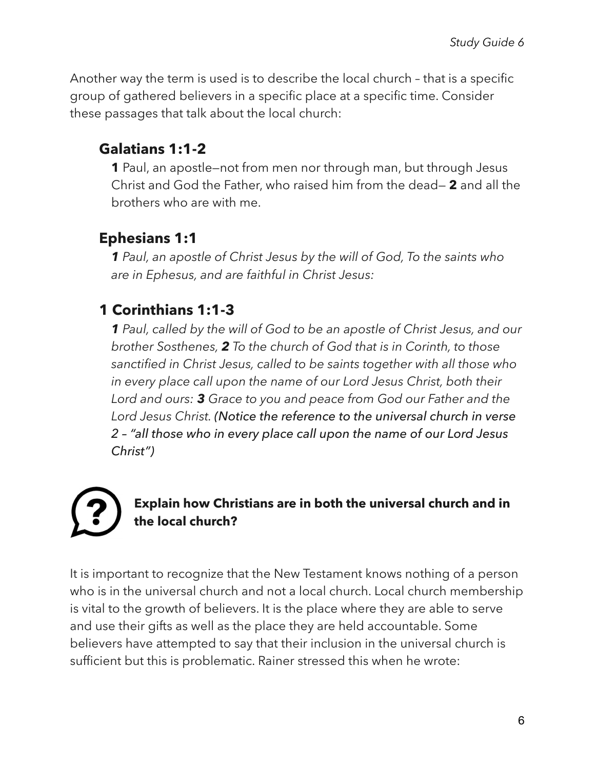Another way the term is used is to describe the local church – that is a specific group of gathered believers in a specific place at a specific time. Consider these passages that talk about the local church:

### Galatians 1:1-2

**1** Paul, an apostle—not from men nor through man, but through Jesus Christ and God the Father, who raised him from the dead— **2** and all the brothers who are with me.

### Ephesians 1:1

***1*** *Paul, an apostle of Christ Jesus by the will of God, To the saints who are in Ephesus, and are faithful in Christ Jesus:*

### 1 Corinthians 1:1-3

***1*** *Paul, called by the will of God to be an apostle of Christ Jesus, and our brother Sosthenes,* ***2*** *To the church of God that is in Corinth, to those sanctified in Christ Jesus, called to be saints together with all those who in every place call upon the name of our Lord Jesus Christ, both their Lord and ours:* ***3*** *Grace to you and peace from God our Father and the Lord Jesus Christ. (Notice the reference to the universal church in verse 2 – "all those who in every place call upon the name of our Lord Jesus Christ")*

**Explain how Christians are in both the universal church and in the local church?**

It is important to recognize that the New Testament knows nothing of a person who is in the universal church and not a local church. Local church membership is vital to the growth of believers. It is the place where they are able to serve and use their gifts as well as the place they are held accountable. Some believers have attempted to say that their inclusion in the universal church is sufficient but this is problematic. Rainer stressed this when he wrote: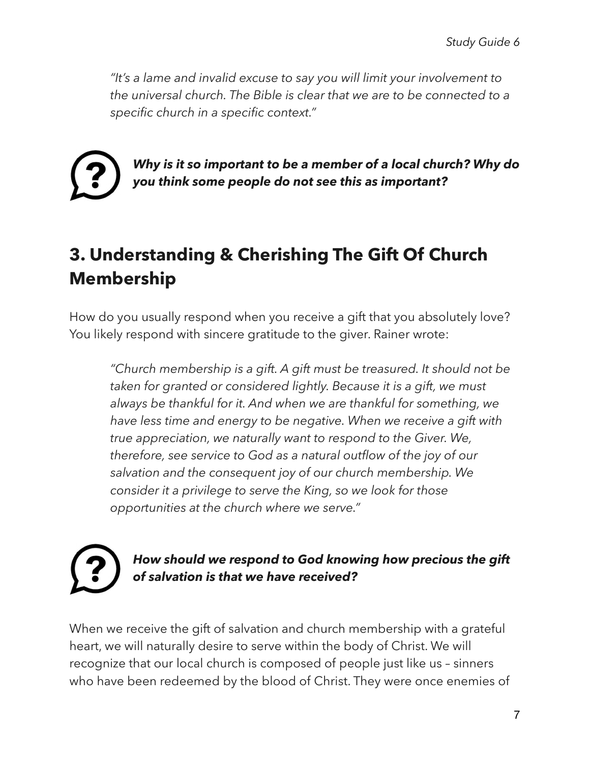*"It's a lame and invalid excuse to say you will limit your involvement to the universal church. The Bible is clear that we are to be connected to a specific church in a specific context."*

***Why is it so important to be a member of a local church? Why do you think some people do not see this as important?***

## 3. Understanding & Cherishing The Gift Of Church Membership

How do you usually respond when you receive a gift that you absolutely love? You likely respond with sincere gratitude to the giver. Rainer wrote:

> *"Church membership is a gift. A gift must be treasured. It should not be taken for granted or considered lightly. Because it is a gift, we must always be thankful for it. And when we are thankful for something, we have less time and energy to be negative. When we receive a gift with true appreciation, we naturally want to respond to the Giver. We, therefore, see service to God as a natural outflow of the joy of our salvation and the consequent joy of our church membership. We consider it a privilege to serve the King, so we look for those opportunities at the church where we serve."*

***How should we respond to God knowing how precious the gift of salvation is that we have received?***

When we receive the gift of salvation and church membership with a grateful heart, we will naturally desire to serve within the body of Christ. We will recognize that our local church is composed of people just like us – sinners who have been redeemed by the blood of Christ. They were once enemies of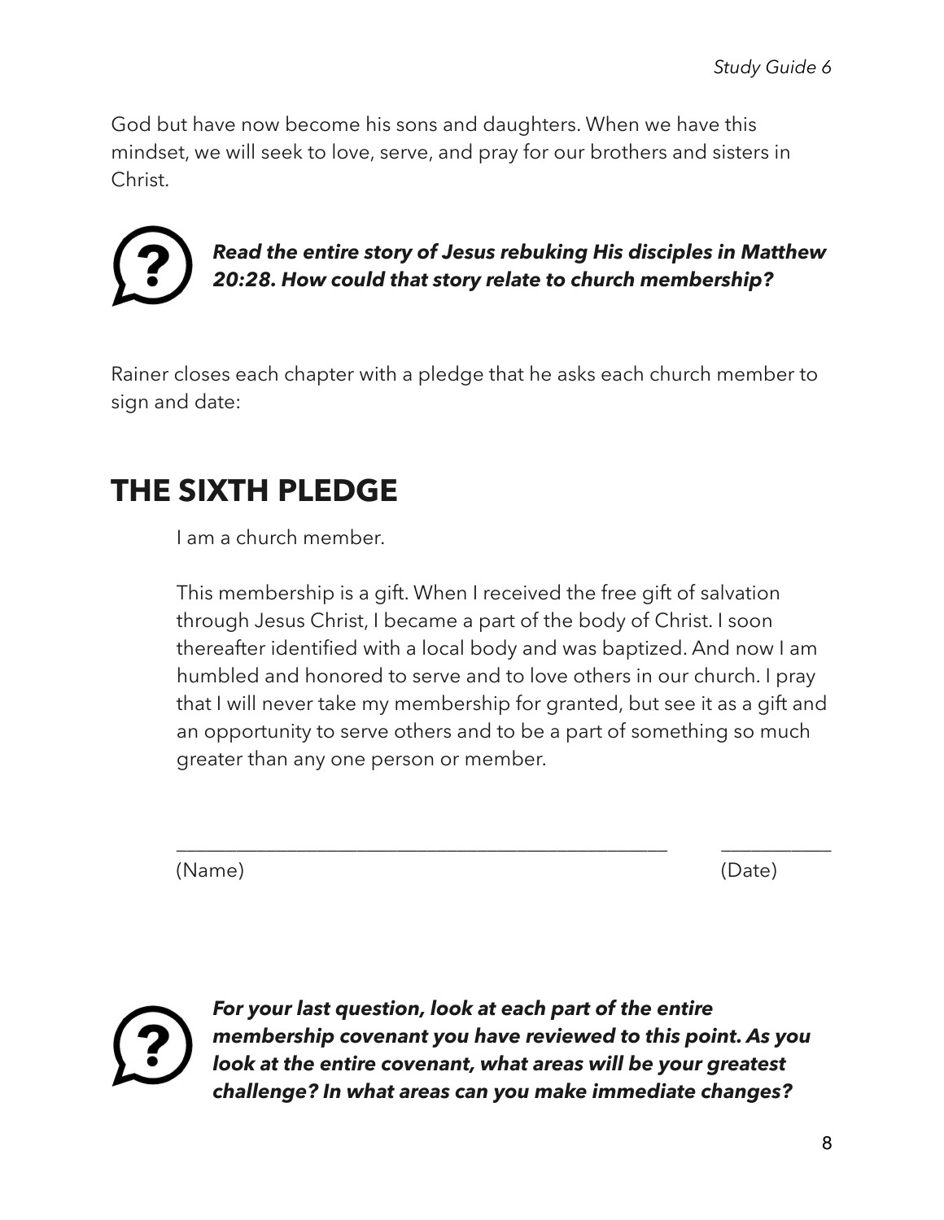God but have now become his sons and daughters. When we have this mindset, we will seek to love, serve, and pray for our brothers and sisters in Christ.

***Read the entire story of Jesus rebuking His disciples in Matthew 20:28. How could that story relate to church membership?***

Rainer closes each chapter with a pledge that he asks each church member to sign and date:

## THE SIXTH PLEDGE

I am a church member.

This membership is a gift. When I received the free gift of salvation through Jesus Christ, I became a part of the body of Christ. I soon thereafter identified with a local body and was baptized. And now I am humbled and honored to serve and to love others in our church. I pray that I will never take my membership for granted, but see it as a gift and an opportunity to serve others and to be a part of something so much greater than any one person or member.

\_\_\_\_\_\_\_\_\_\_\_\_\_\_\_\_\_\_\_\_\_\_\_\_\_\_\_\_\_\_\_\_\_\_\_\_\_\_\_\_ \_\_\_\_\_\_\_\_\_\_\_\_

(Name) (Date)

***For your last question, look at each part of the entire membership covenant you have reviewed to this point. As you look at the entire covenant, what areas will be your greatest challenge? In what areas can you make immediate changes?***